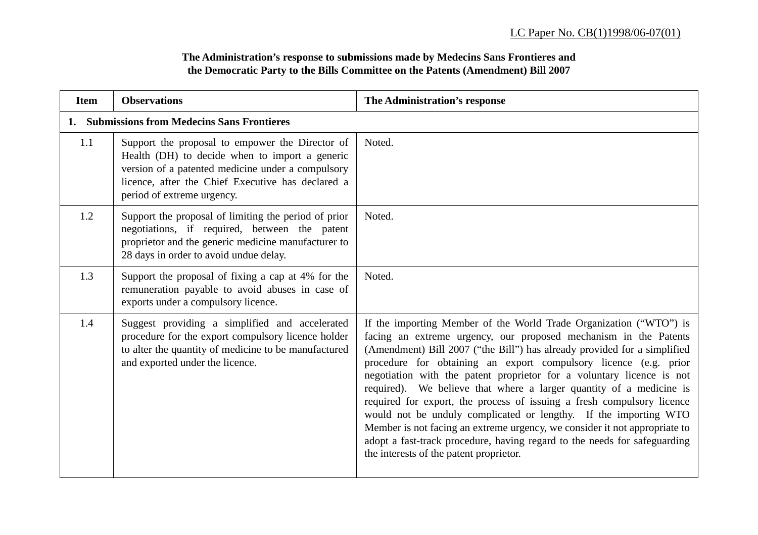LC Paper No. CB(1)1998/06-07(01)

**The Administration's response to submissions made by Medecins Sans Frontieres and the Democratic Party to the Bills Committee on the Patents (Amendment) Bill 2007**

| Item | Observations | The Administration's response |
|---|---|---|
| **1. Submissions from Medecins Sans Frontieres** | | |
| 1.1 | Support the proposal to empower the Director of Health (DH) to decide when to import a generic version of a patented medicine under a compulsory licence, after the Chief Executive has declared a period of extreme urgency. | Noted. |
| 1.2 | Support the proposal of limiting the period of prior negotiations, if required, between the patent proprietor and the generic medicine manufacturer to 28 days in order to avoid undue delay. | Noted. |
| 1.3 | Support the proposal of fixing a cap at 4% for the remuneration payable to avoid abuses in case of exports under a compulsory licence. | Noted. |
| 1.4 | Suggest providing a simplified and accelerated procedure for the export compulsory licence holder to alter the quantity of medicine to be manufactured and exported under the licence. | If the importing Member of the World Trade Organization ("WTO") is facing an extreme urgency, our proposed mechanism in the Patents (Amendment) Bill 2007 ("the Bill") has already provided for a simplified procedure for obtaining an export compulsory licence (e.g. prior negotiation with the patent proprietor for a voluntary licence is not required). We believe that where a larger quantity of a medicine is required for export, the process of issuing a fresh compulsory licence would not be unduly complicated or lengthy. If the importing WTO Member is not facing an extreme urgency, we consider it not appropriate to adopt a fast-track procedure, having regard to the needs for safeguarding the interests of the patent proprietor. |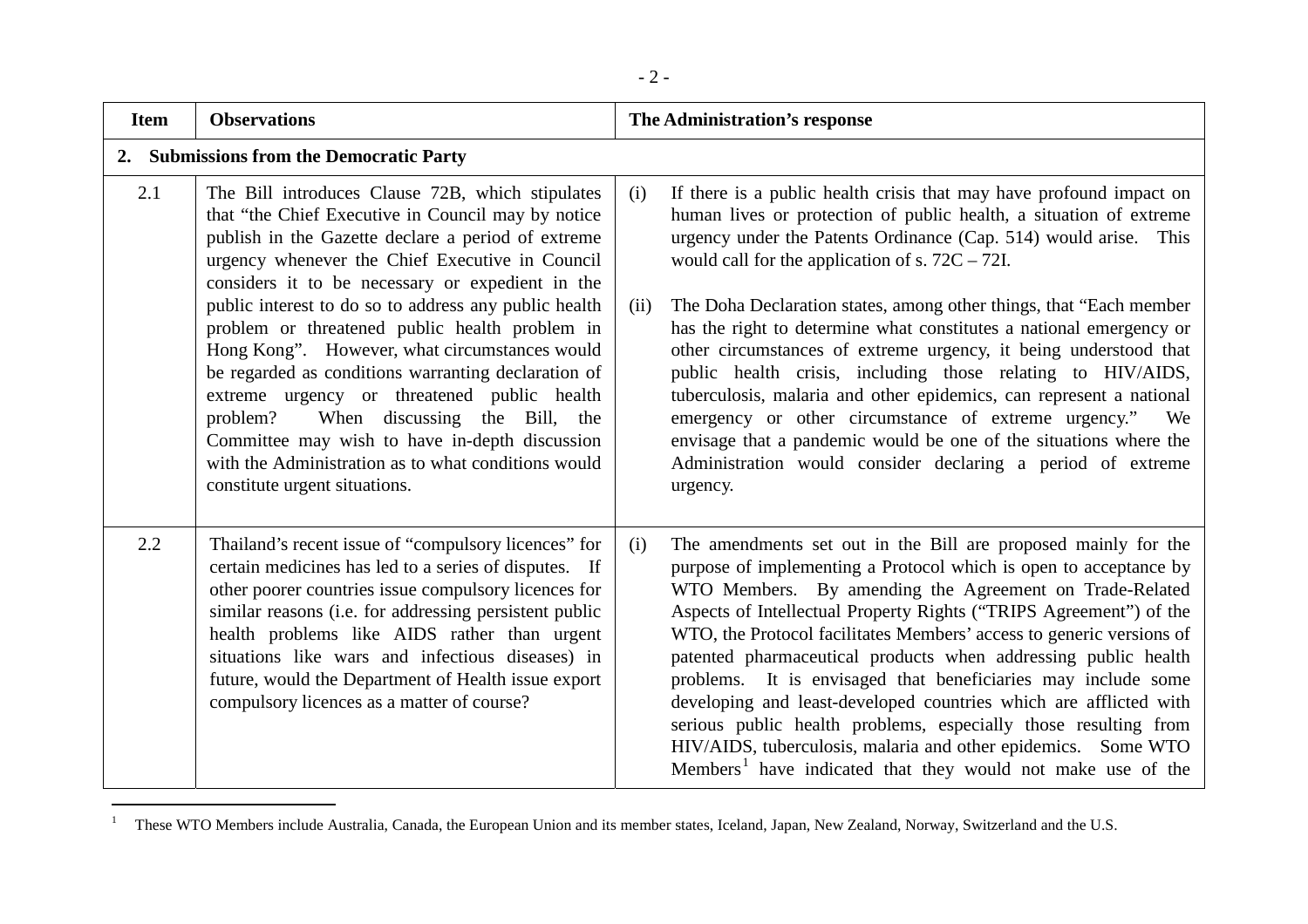| Item | Observations | The Administration's response |
|---|---|---|
| **2. Submissions from the Democratic Party** | | |
| 2.1 | The Bill introduces Clause 72B, which stipulates that "the Chief Executive in Council may by notice publish in the Gazette declare a period of extreme urgency whenever the Chief Executive in Council considers it to be necessary or expedient in the public interest to do so to address any public health problem or threatened public health problem in Hong Kong". However, what circumstances would be regarded as conditions warranting declaration of extreme urgency or threatened public health problem? When discussing the Bill, the Committee may wish to have in-depth discussion with the Administration as to what conditions would constitute urgent situations. | (i) If there is a public health crisis that may have profound impact on human lives or protection of public health, a situation of extreme urgency under the Patents Ordinance (Cap. 514) would arise. This would call for the application of s. 72C – 72I.<br><br>(ii) The Doha Declaration states, among other things, that "Each member has the right to determine what constitutes a national emergency or other circumstances of extreme urgency, it being understood that public health crisis, including those relating to HIV/AIDS, tuberculosis, malaria and other epidemics, can represent a national emergency or other circumstance of extreme urgency." We envisage that a pandemic would be one of the situations where the Administration would consider declaring a period of extreme urgency. |
| 2.2 | Thailand's recent issue of "compulsory licences" for certain medicines has led to a series of disputes. If other poorer countries issue compulsory licences for similar reasons (i.e. for addressing persistent public health problems like AIDS rather than urgent situations like wars and infectious diseases) in future, would the Department of Health issue export compulsory licences as a matter of course? | (i) The amendments set out in the Bill are proposed mainly for the purpose of implementing a Protocol which is open to acceptance by WTO Members. By amending the Agreement on Trade-Related Aspects of Intellectual Property Rights ("TRIPS Agreement") of the WTO, the Protocol facilitates Members' access to generic versions of patented pharmaceutical products when addressing public health problems. It is envisaged that beneficiaries may include some developing and least-developed countries which are afflicted with serious public health problems, especially those resulting from HIV/AIDS, tuberculosis, malaria and other epidemics. Some WTO Members[1] have indicated that they would not make use of the |

[1] These WTO Members include Australia, Canada, the European Union and its member states, Iceland, Japan, New Zealand, Norway, Switzerland and the U.S.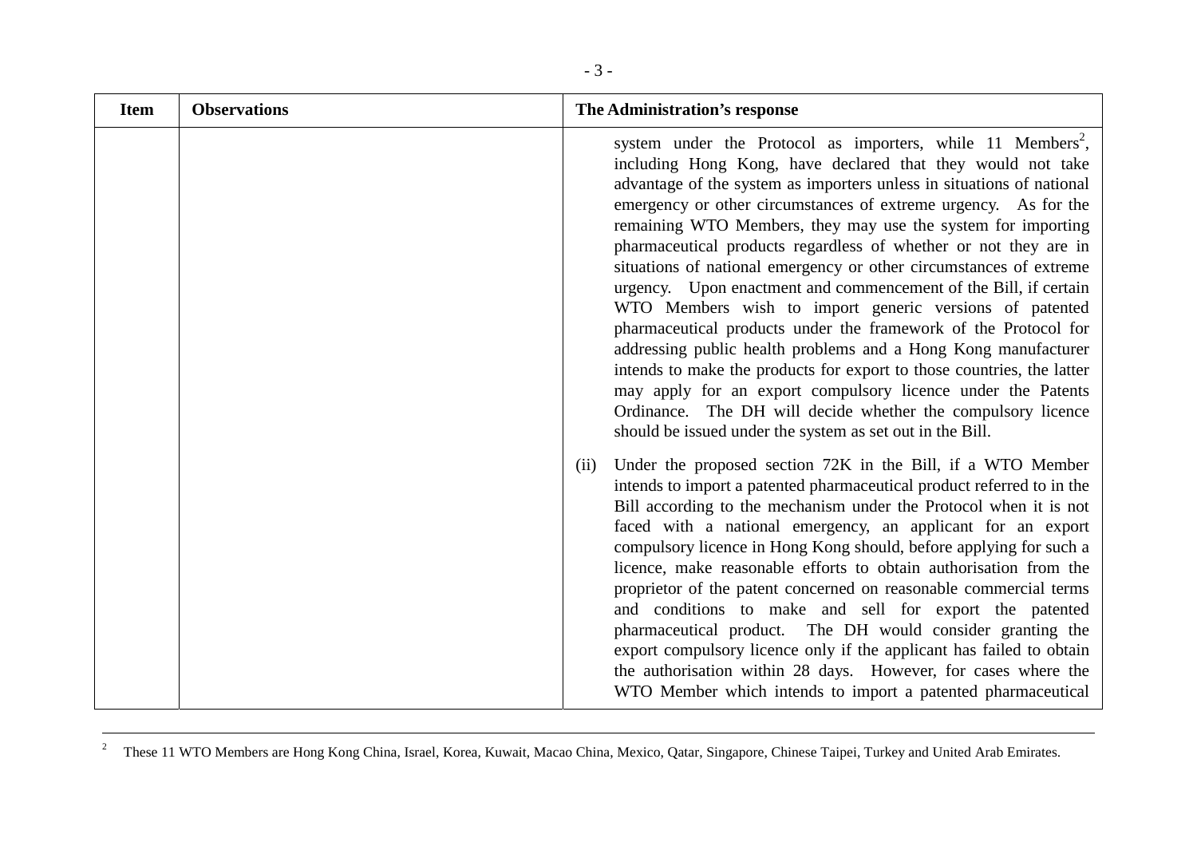| Item | Observations | The Administration's response |
| --- | --- | --- |
| | | system under the Protocol as importers, while 11 Members[2], including Hong Kong, have declared that they would not take advantage of the system as importers unless in situations of national emergency or other circumstances of extreme urgency. As for the remaining WTO Members, they may use the system for importing pharmaceutical products regardless of whether or not they are in situations of national emergency or other circumstances of extreme urgency. Upon enactment and commencement of the Bill, if certain WTO Members wish to import generic versions of patented pharmaceutical products under the framework of the Protocol for addressing public health problems and a Hong Kong manufacturer intends to make the products for export to those countries, the latter may apply for an export compulsory licence under the Patents Ordinance. The DH will decide whether the compulsory licence should be issued under the system as set out in the Bill.<br><br>(ii) Under the proposed section 72K in the Bill, if a WTO Member intends to import a patented pharmaceutical product referred to in the Bill according to the mechanism under the Protocol when it is not faced with a national emergency, an applicant for an export compulsory licence in Hong Kong should, before applying for such a licence, make reasonable efforts to obtain authorisation from the proprietor of the patent concerned on reasonable commercial terms and conditions to make and sell for export the patented pharmaceutical product. The DH would consider granting the export compulsory licence only if the applicant has failed to obtain the authorisation within 28 days. However, for cases where the WTO Member which intends to import a patented pharmaceutical |

[2] These 11 WTO Members are Hong Kong China, Israel, Korea, Kuwait, Macao China, Mexico, Qatar, Singapore, Chinese Taipei, Turkey and United Arab Emirates.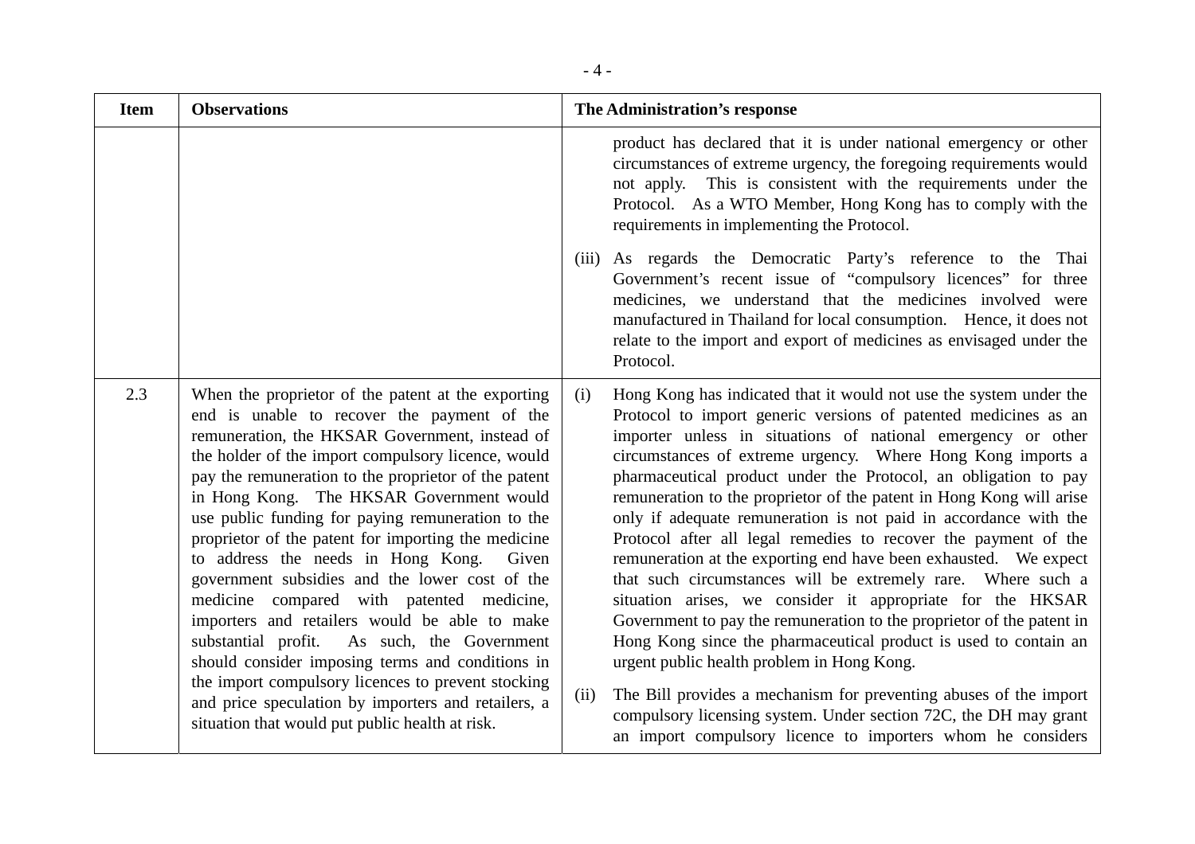| Item | Observations | The Administration's response |
|---|---|---|
| | | product has declared that it is under national emergency or other circumstances of extreme urgency, the foregoing requirements would not apply. This is consistent with the requirements under the Protocol. As a WTO Member, Hong Kong has to comply with the requirements in implementing the Protocol.<br><br>(iii) As regards the Democratic Party's reference to the Thai Government's recent issue of "compulsory licences" for three medicines, we understand that the medicines involved were manufactured in Thailand for local consumption. Hence, it does not relate to the import and export of medicines as envisaged under the Protocol. |
| 2.3 | When the proprietor of the patent at the exporting end is unable to recover the payment of the remuneration, the HKSAR Government, instead of the holder of the import compulsory licence, would pay the remuneration to the proprietor of the patent in Hong Kong. The HKSAR Government would use public funding for paying remuneration to the proprietor of the patent for importing the medicine to address the needs in Hong Kong. Given government subsidies and the lower cost of the medicine compared with patented medicine, importers and retailers would be able to make substantial profit. As such, the Government should consider imposing terms and conditions in the import compulsory licences to prevent stocking and price speculation by importers and retailers, a situation that would put public health at risk. | (i) Hong Kong has indicated that it would not use the system under the Protocol to import generic versions of patented medicines as an importer unless in situations of national emergency or other circumstances of extreme urgency. Where Hong Kong imports a pharmaceutical product under the Protocol, an obligation to pay remuneration to the proprietor of the patent in Hong Kong will arise only if adequate remuneration is not paid in accordance with the Protocol after all legal remedies to recover the payment of the remuneration at the exporting end have been exhausted. We expect that such circumstances will be extremely rare. Where such a situation arises, we consider it appropriate for the HKSAR Government to pay the remuneration to the proprietor of the patent in Hong Kong since the pharmaceutical product is used to contain an urgent public health problem in Hong Kong.<br><br>(ii) The Bill provides a mechanism for preventing abuses of the import compulsory licensing system. Under section 72C, the DH may grant an import compulsory licence to importers whom he considers |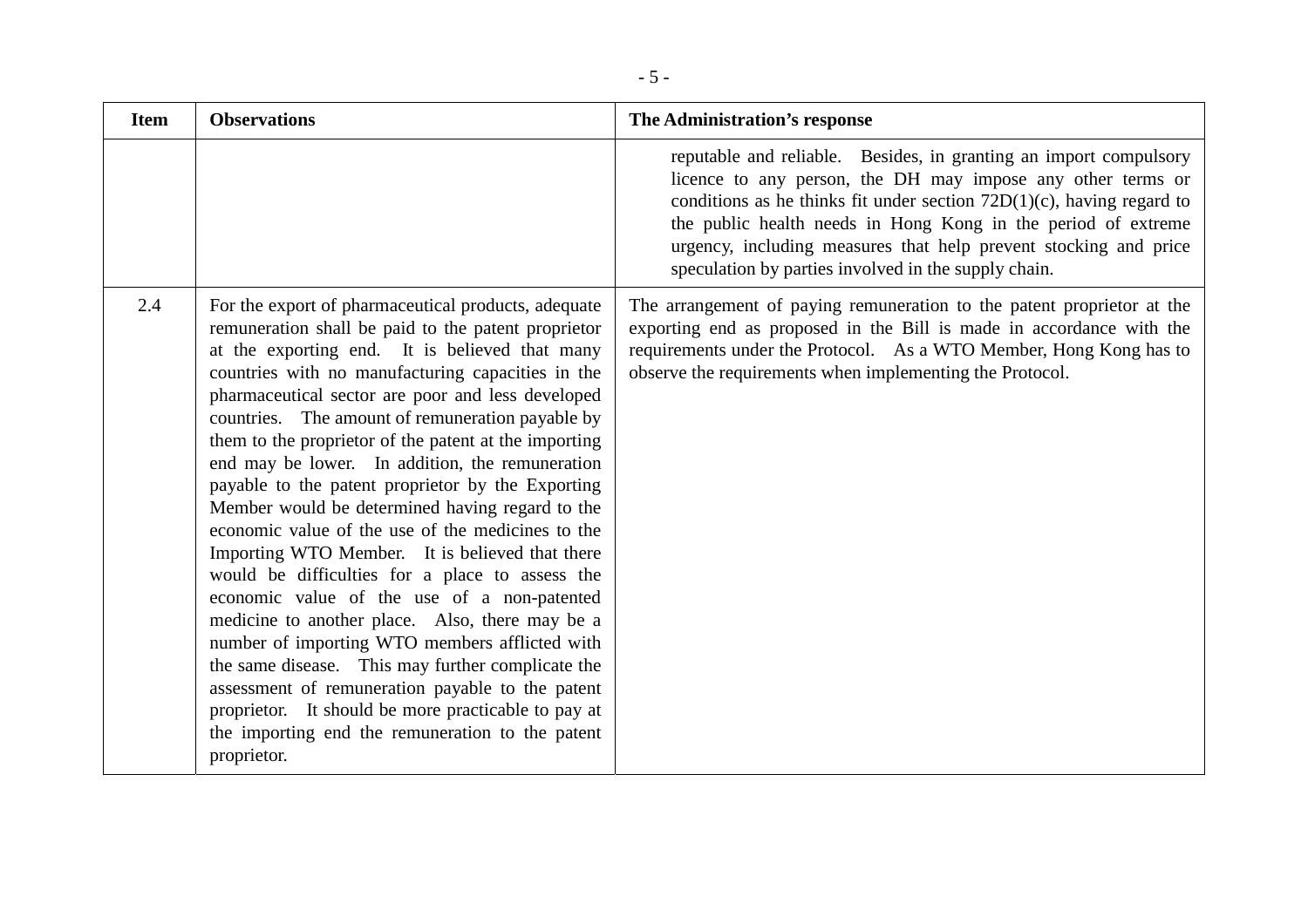| Item | Observations | The Administration's response |
|---|---|---|
| | | reputable and reliable. Besides, in granting an import compulsory licence to any person, the DH may impose any other terms or conditions as he thinks fit under section 72D(1)(c), having regard to the public health needs in Hong Kong in the period of extreme urgency, including measures that help prevent stocking and price speculation by parties involved in the supply chain. |
| 2.4 | For the export of pharmaceutical products, adequate remuneration shall be paid to the patent proprietor at the exporting end. It is believed that many countries with no manufacturing capacities in the pharmaceutical sector are poor and less developed countries. The amount of remuneration payable by them to the proprietor of the patent at the importing end may be lower. In addition, the remuneration payable to the patent proprietor by the Exporting Member would be determined having regard to the economic value of the use of the medicines to the Importing WTO Member. It is believed that there would be difficulties for a place to assess the economic value of the use of a non-patented medicine to another place. Also, there may be a number of importing WTO members afflicted with the same disease. This may further complicate the assessment of remuneration payable to the patent proprietor. It should be more practicable to pay at the importing end the remuneration to the patent proprietor. | The arrangement of paying remuneration to the patent proprietor at the exporting end as proposed in the Bill is made in accordance with the requirements under the Protocol. As a WTO Member, Hong Kong has to observe the requirements when implementing the Protocol. |